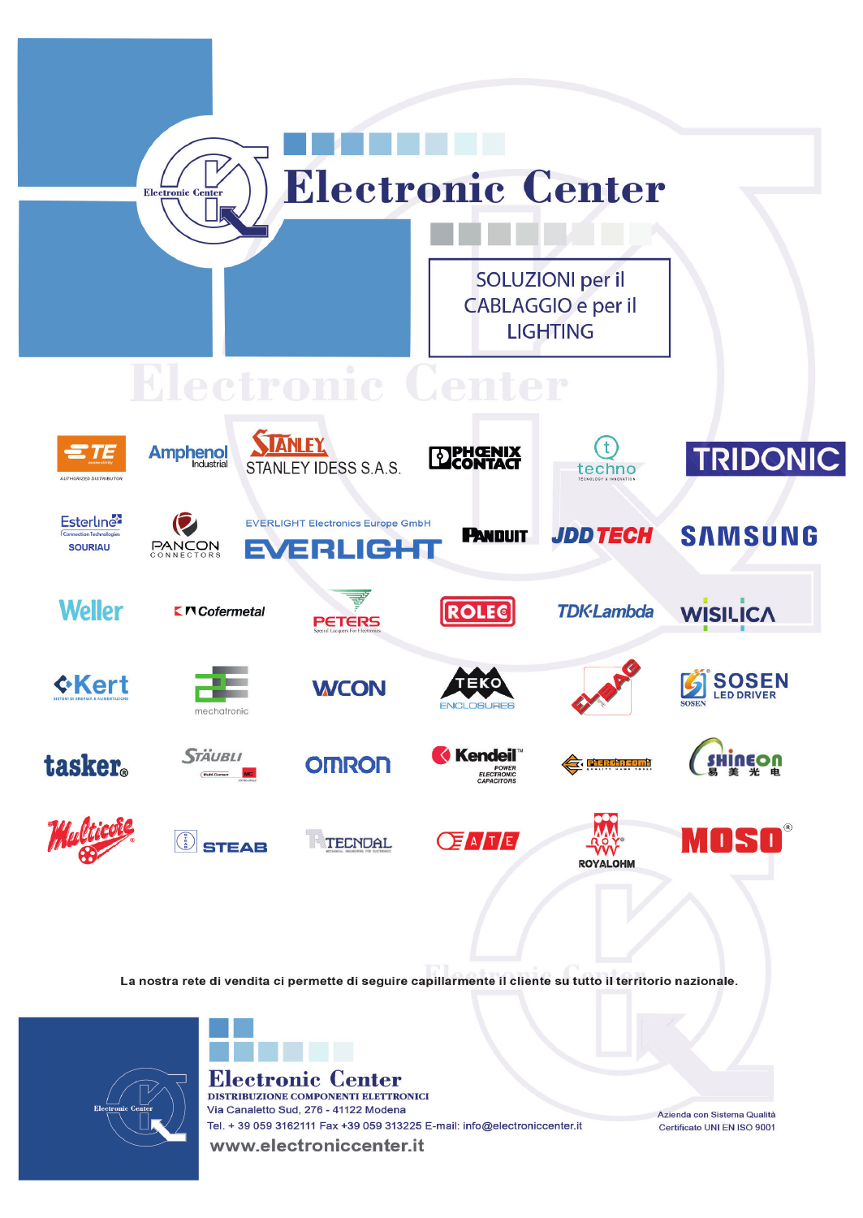# Electronic Center

SOLUZIONI per il CABLAGGIO e per il LIGHTING

TE connectivity — AUTHORIZED DISTRIBUTOR | Amphenol Industrial | STANLEY — STANLEY IDESS S.A.S. | PHOENIX CONTACT | techno | TRIDONIC

Esterline Connection Technologies — SOURIAU | PANCON CONNECTORS | EVERLIGHT Electronics Europe GmbH — EVERLIGHT | PANDUIT | JDD TECH | SAMSUNG

Weller | Cofermetal | PETERS | ROLEC | TDK-Lambda | WISILICA

Kert | mechatronic | WCON | TEKO ENCLOSURES | ELBAG | SOSEN LED DRIVER

tasker | STÄUBLI | OMRON | Kendeil POWER ELECTRONIC CAPACITORS | Piergiacomi | SHINEON

Multicore | STEAB | TECNDAL | ATE | ROYALOHM | MOSO

La nostra rete di vendita ci permette di seguire capillarmente il cliente su tutto il territorio nazionale.

**Electronic Center**
DISTRIBUZIONE COMPONENTI ELETTRONICI
Via Canaletto Sud, 276 - 41122 Modena
Tel. + 39 059 3162111 Fax +39 059 313225 E-mail: info@electroniccenter.it
www.electroniccenter.it

Azienda con Sistema Qualità Certificato UNI EN ISO 9001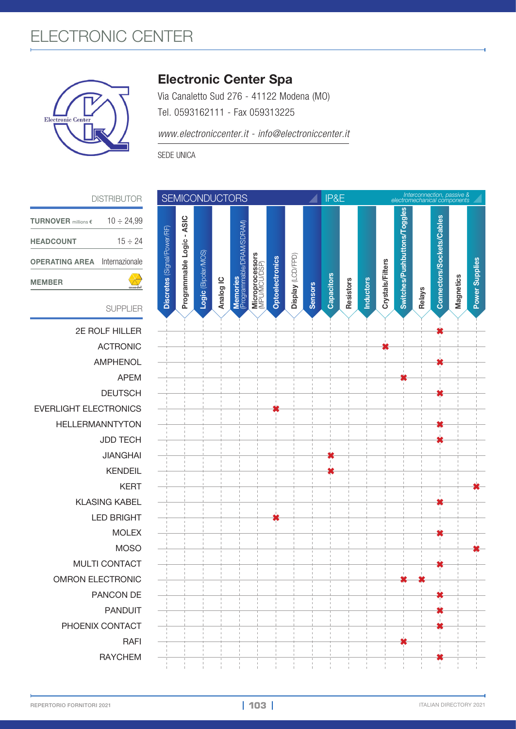# ELECTRONIC CENTER

## Electronic Center Spa

Via Canaletto Sud 276 - 41122 Modena (MO)

Tel. 0593162111 - Fax 059313225

*www.electroniccenter.it - info@electroniccenter.it*

SEDE UNICA

| DISTRIBUTOR | |
|---|---|
| **TURNOVER** millions € | 10 ÷ 24,99 |
| **HEADCOUNT** | 15 ÷ 24 |
| **OPERATING AREA** | Internazionale |
| **MEMBER** | assodel |

| SUPPLIER | SEMICONDUCTORS | | | | | | | | | IP&E (*Interconnection, passive & electromechanical components*) | | | | | | | | |
|---|---|---|---|---|---|---|---|---|---|---|---|---|---|---|---|---|---|---|
| | **Discretes** (Signal/Power/RF) | **Programmable Logic - ASIC** | **Logic** (Bipolar/MOS) | **Analog IC** | **Memories** (Programmable/DRAM/SDRAM) | **Microprocessors** (MPU/MCU/DSP) | **Optoelectronics** | **Display** (LCD/FPD) | **Sensors** | **Capacitors** | **Resistors** | **Inductors** | **Crystals/Filters** | **Switches/Pushbuttons/Toggles** | **Relays** | **Connectors/Sockets/Cables** | **Magnetics** | **Power Supplies** |
| 2E ROLF HILLER | | | | | | | | | | | | | | | | ✖ | | |
| ACTRONIC | | | | | | | | | | | | | ✖ | | | | | |
| AMPHENOL | | | | | | | | | | | | | | | | ✖ | | |
| APEM | | | | | | | | | | | | | | ✖ | | | | |
| DEUTSCH | | | | | | | | | | | | | | | | ✖ | | |
| EVERLIGHT ELECTRONICS | | | | | | | ✖ | | | | | | | | | | | |
| HELLERMANNTYTON | | | | | | | | | | | | | | | | ✖ | | |
| JDD TECH | | | | | | | | | | | | | | | | ✖ | | |
| JIANGHAI | | | | | | | | | | ✖ | | | | | | | | |
| KENDEIL | | | | | | | | | | ✖ | | | | | | | | |
| KERT | | | | | | | | | | | | | | | | | | ✖ |
| KLASING KABEL | | | | | | | | | | | | | | | | ✖ | | |
| LED BRIGHT | | | | | | | ✖ | | | | | | | | | | | |
| MOLEX | | | | | | | | | | | | | | | | ✖ | | |
| MOSO | | | | | | | | | | | | | | | | | | ✖ |
| MULTI CONTACT | | | | | | | | | | | | | | | | ✖ | | |
| OMRON ELECTRONIC | | | | | | | | | | | | | | ✖ | ✖ | | | |
| PANCON DE | | | | | | | | | | | | | | | | ✖ | | |
| PANDUIT | | | | | | | | | | | | | | | | ✖ | | |
| PHOENIX CONTACT | | | | | | | | | | | | | | | | ✖ | | |
| RAFI | | | | | | | | | | | | | | ✖ | | | | |
| RAYCHEM | | | | | | | | | | | | | | | | ✖ | | |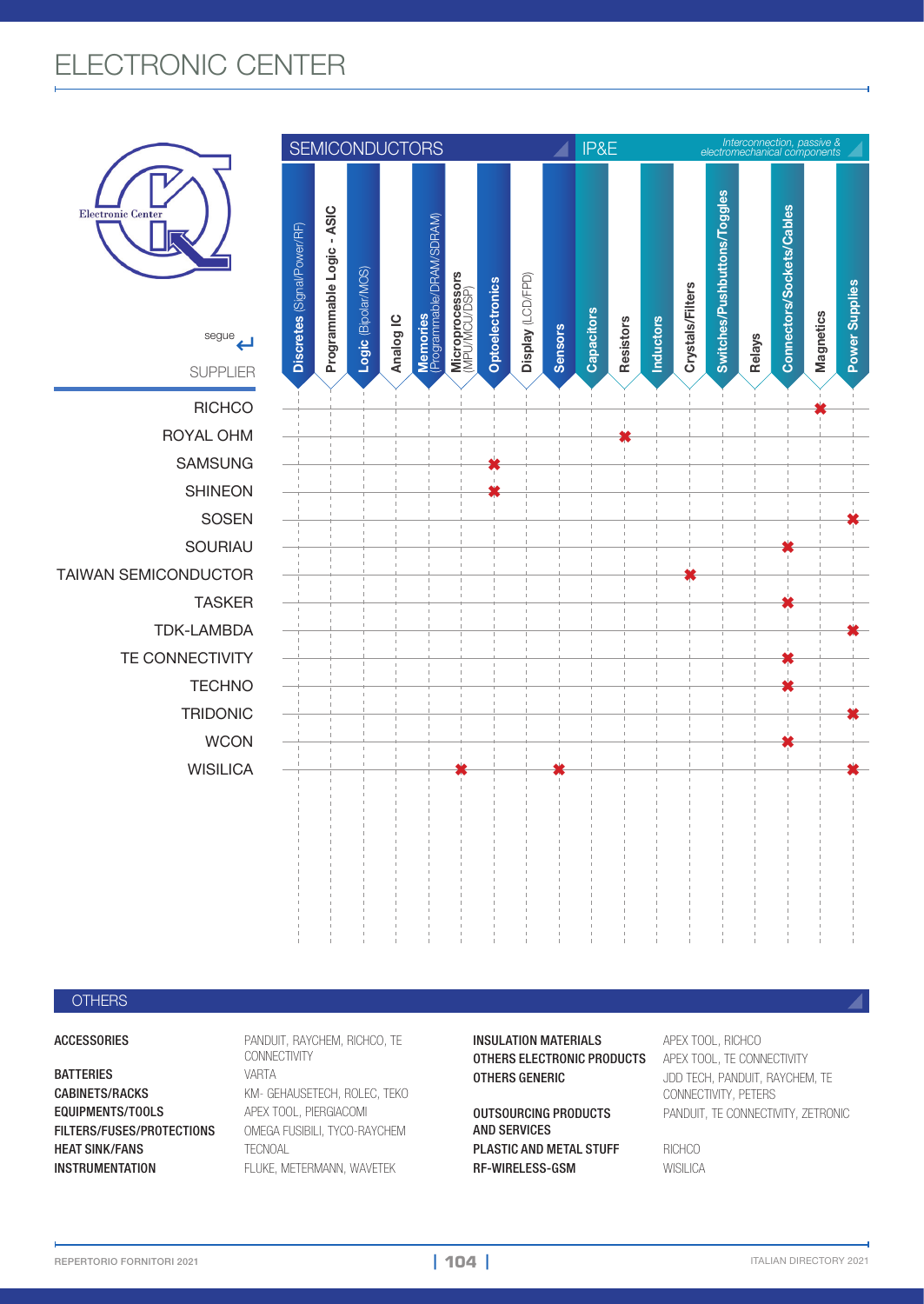# ELECTRONIC CENTER

Electronic Center

segue

| SUPPLIER | Discretes (Signal/Power/RF) | Programmable Logic - ASIC | Logic (Bipolar/MOS) | Analog IC | Memories (Programmable/DRAM/SDRAM) | Microprocessors (MPU/MCU/DSP) | Optoelectronics | Display (LCD/FPD) | Sensors | Capacitors | Resistors | Inductors | Crystals/Filters | Switches/Pushbuttons/Toggles | Relays | Connectors/Sockets/Cables | Magnetics | Power Supplies |
|---|---|---|---|---|---|---|---|---|---|---|---|---|---|---|---|---|---|---|
| | SEMICONDUCTORS | | | | | | | | | IP&E | | | | *Interconnection, passive & electromechanical components* | | | | |
| RICHCO | | | | | | | | | | | | | | | | | ✖ | |
| ROYAL OHM | | | | | | | | | | | ✖ | | | | | | | |
| SAMSUNG | | | | | | | ✖ | | | | | | | | | | | |
| SHINEON | | | | | | | ✖ | | | | | | | | | | | |
| SOSEN | | | | | | | | | | | | | | | | | | ✖ |
| SOURIAU | | | | | | | | | | | | | | | | ✖ | | |
| TAIWAN SEMICONDUCTOR | | | | | | | | | | | | | ✖ | | | | | |
| TASKER | | | | | | | | | | | | | | | | ✖ | | |
| TDK-LAMBDA | | | | | | | | | | | | | | | | | | ✖ |
| TE CONNECTIVITY | | | | | | | | | | | | | | | | ✖ | | |
| TECHNO | | | | | | | | | | | | | | | | ✖ | | |
| TRIDONIC | | | | | | | | | | | | | | | | | | ✖ |
| WCON | | | | | | | | | | | | | | | | ✖ | | |
| WISILICA | | | | | | ✖ | | | ✖ | | | | | | | | | ✖ |

## OTHERS

**ACCESSORIES** PANDUIT, RAYCHEM, RICHCO, TE CONNECTIVITY
**BATTERIES** VARTA
**CABINETS/RACKS** KM- GEHAUSETECH, ROLEC, TEKO
**EQUIPMENTS/TOOLS** APEX TOOL, PIERGIACOMI
**FILTERS/FUSES/PROTECTIONS** OMEGA FUSIBILI, TYCO-RAYCHEM
**HEAT SINK/FANS** TECNOAL
**INSTRUMENTATION** FLUKE, METERMANN, WAVETEK
**INSULATION MATERIALS** APEX TOOL, RICHCO
**OTHERS ELECTRONIC PRODUCTS** APEX TOOL, TE CONNECTIVITY
**OTHERS GENERIC** JDD TECH, PANDUIT, RAYCHEM, TE CONNECTIVITY, PETERS
**OUTSOURCING PRODUCTS AND SERVICES** PANDUIT, TE CONNECTIVITY, ZETRONIC
**PLASTIC AND METAL STUFF** RICHCO
**RF-WIRELESS-GSM** WISILICA